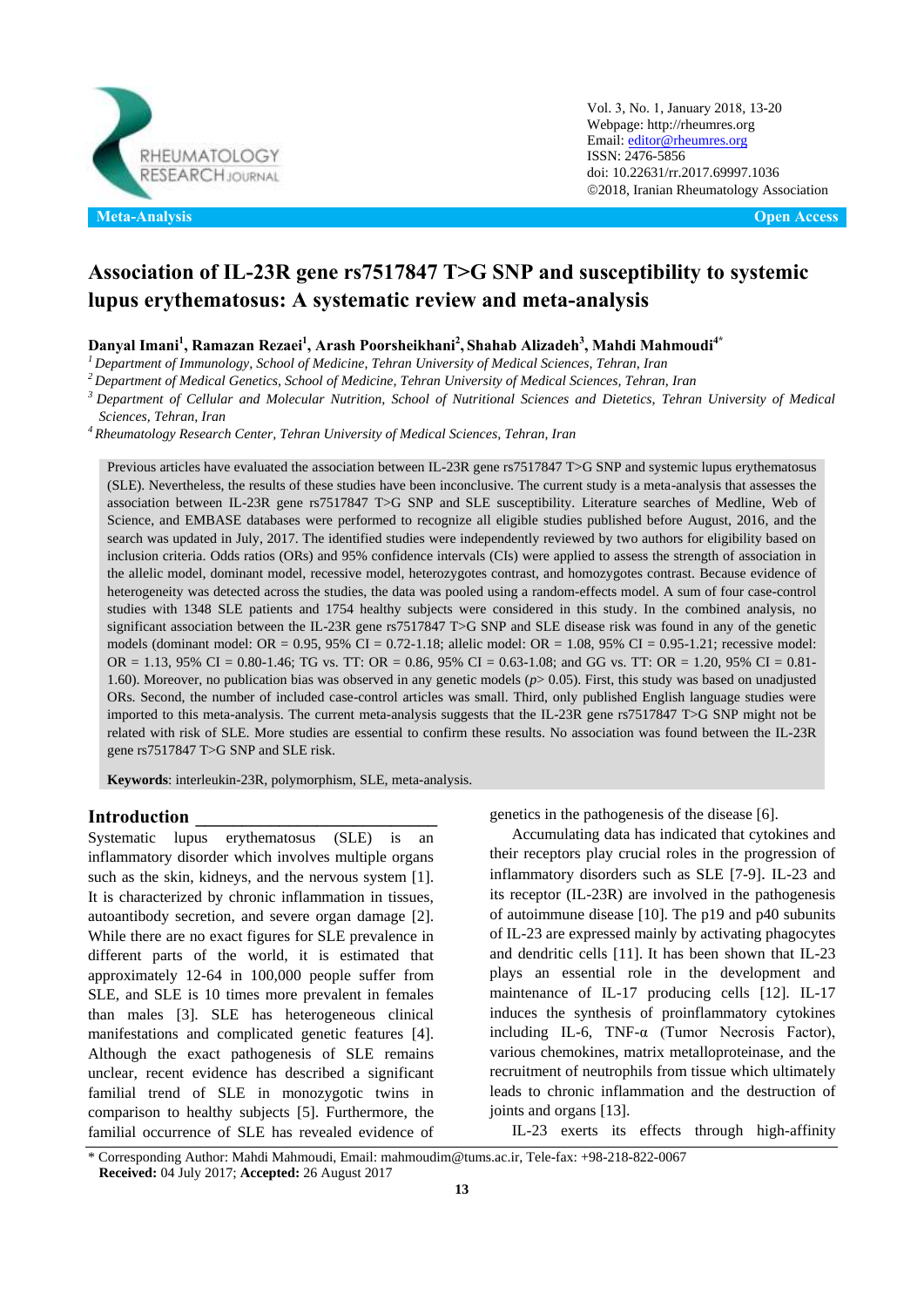Meta-Analysis

Open Access

# Association of IL-23R gene rs7517847 T>G SNP and susceptibility to systemic lupus erythematosus: A systematic review and meta-analysis

**Danyal Imani[1], Ramazan Rezaei[1], Arash Poorsheikhani[2], Shahab Alizadeh[3], Mahdi Mahmoudi[4*]**

*[1] Department of Immunology, School of Medicine, Tehran University of Medical Sciences, Tehran, Iran*
*[2] Department of Medical Genetics, School of Medicine, Tehran University of Medical Sciences, Tehran, Iran*
*[3] Department of Cellular and Molecular Nutrition, School of Nutritional Sciences and Dietetics, Tehran University of Medical Sciences, Tehran, Iran*
*[4] Rheumatology Research Center, Tehran University of Medical Sciences, Tehran, Iran*

Previous articles have evaluated the association between IL-23R gene rs7517847 T>G SNP and systemic lupus erythematosus (SLE). Nevertheless, the results of these studies have been inconclusive. The current study is a meta-analysis that assesses the association between IL-23R gene rs7517847 T>G SNP and SLE susceptibility. Literature searches of Medline, Web of Science, and EMBASE databases were performed to recognize all eligible studies published before August, 2016, and the search was updated in July, 2017. The identified studies were independently reviewed by two authors for eligibility based on inclusion criteria. Odds ratios (ORs) and 95% confidence intervals (CIs) were applied to assess the strength of association in the allelic model, dominant model, recessive model, heterozygotes contrast, and homozygotes contrast. Because evidence of heterogeneity was detected across the studies, the data was pooled using a random-effects model. A sum of four case-control studies with 1348 SLE patients and 1754 healthy subjects were considered in this study. In the combined analysis, no significant association between the IL-23R gene rs7517847 T>G SNP and SLE disease risk was found in any of the genetic models (dominant model: OR = 0.95, 95% CI = 0.72-1.18; allelic model: OR = 1.08, 95% CI = 0.95-1.21; recessive model: OR = 1.13, 95% CI = 0.80-1.46; TG vs. TT: OR = 0.86, 95% CI = 0.63-1.08; and GG vs. TT: OR = 1.20, 95% CI = 0.81-1.60). Moreover, no publication bias was observed in any genetic models (*p*> 0.05). First, this study was based on unadjusted ORs. Second, the number of included case-control articles was small. Third, only published English language studies were imported to this meta-analysis. The current meta-analysis suggests that the IL-23R gene rs7517847 T>G SNP might not be related with risk of SLE. More studies are essential to confirm these results. No association was found between the IL-23R gene rs7517847 T>G SNP and SLE risk.

**Keywords**: interleukin-23R, polymorphism, SLE, meta-analysis.

## Introduction

Systematic lupus erythematosus (SLE) is an inflammatory disorder which involves multiple organs such as the skin, kidneys, and the nervous system [1]. It is characterized by chronic inflammation in tissues, autoantibody secretion, and severe organ damage [2]. While there are no exact figures for SLE prevalence in different parts of the world, it is estimated that approximately 12-64 in 100,000 people suffer from SLE, and SLE is 10 times more prevalent in females than males [3]. SLE has heterogeneous clinical manifestations and complicated genetic features [4]. Although the exact pathogenesis of SLE remains unclear, recent evidence has described a significant familial trend of SLE in monozygotic twins in comparison to healthy subjects [5]. Furthermore, the familial occurrence of SLE has revealed evidence of genetics in the pathogenesis of the disease [6].

Accumulating data has indicated that cytokines and their receptors play crucial roles in the progression of inflammatory disorders such as SLE [7-9]. IL-23 and its receptor (IL-23R) are involved in the pathogenesis of autoimmune disease [10]. The p19 and p40 subunits of IL-23 are expressed mainly by activating phagocytes and dendritic cells [11]. It has been shown that IL-23 plays an essential role in the development and maintenance of IL-17 producing cells [12]. IL-17 induces the synthesis of proinflammatory cytokines including IL-6, TNF-α (Tumor Necrosis Factor), various chemokines, matrix metalloproteinase, and the recruitment of neutrophils from tissue which ultimately leads to chronic inflammation and the destruction of joints and organs [13].

IL-23 exerts its effects through high-affinity

\* Corresponding Author: Mahdi Mahmoudi, Email: mahmoudim@tums.ac.ir, Tele-fax: +98-218-822-0067
**Received:** 04 July 2017; **Accepted:** 26 August 2017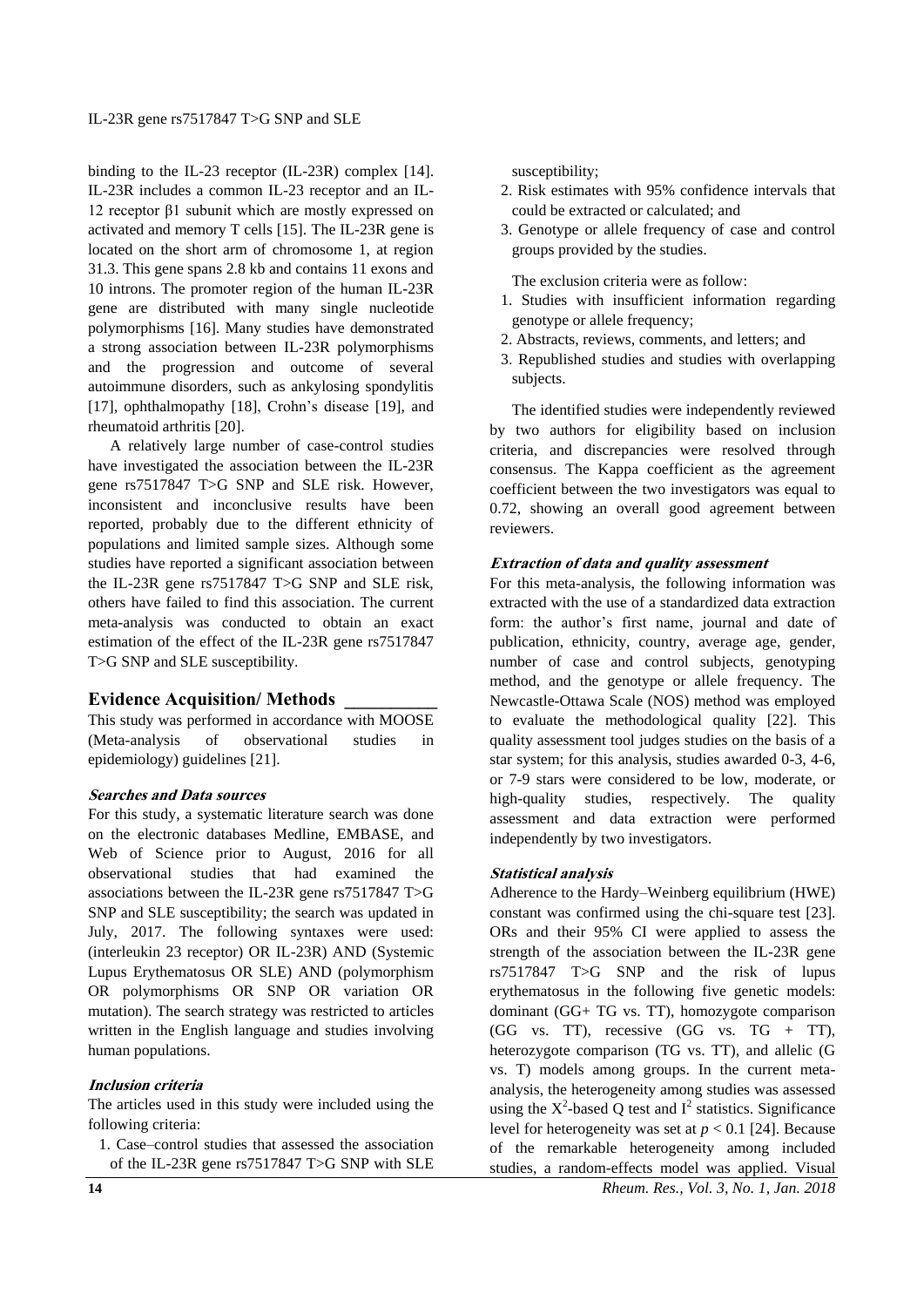binding to the IL-23 receptor (IL-23R) complex [14]. IL-23R includes a common IL-23 receptor and an IL-12 receptor β1 subunit which are mostly expressed on activated and memory T cells [15]. The IL-23R gene is located on the short arm of chromosome 1, at region 31.3. This gene spans 2.8 kb and contains 11 exons and 10 introns. The promoter region of the human IL-23R gene are distributed with many single nucleotide polymorphisms [16]. Many studies have demonstrated a strong association between IL-23R polymorphisms and the progression and outcome of several autoimmune disorders, such as ankylosing spondylitis [17], ophthalmopathy [18], Crohn's disease [19], and rheumatoid arthritis [20].

A relatively large number of case-control studies have investigated the association between the IL-23R gene rs7517847 T>G SNP and SLE risk. However, inconsistent and inconclusive results have been reported, probably due to the different ethnicity of populations and limited sample sizes. Although some studies have reported a significant association between the IL-23R gene rs7517847 T>G SNP and SLE risk, others have failed to find this association. The current meta-analysis was conducted to obtain an exact estimation of the effect of the IL-23R gene rs7517847 T>G SNP and SLE susceptibility.

## Evidence Acquisition/ Methods

This study was performed in accordance with MOOSE (Meta-analysis of observational studies in epidemiology) guidelines [21].

### *Searches and Data sources*

For this study, a systematic literature search was done on the electronic databases Medline, EMBASE, and Web of Science prior to August, 2016 for all observational studies that had examined the associations between the IL-23R gene rs7517847 T>G SNP and SLE susceptibility; the search was updated in July, 2017. The following syntaxes were used: (interleukin 23 receptor) OR IL-23R) AND (Systemic Lupus Erythematosus OR SLE) AND (polymorphism OR polymorphisms OR SNP OR variation OR mutation). The search strategy was restricted to articles written in the English language and studies involving human populations.

### *Inclusion criteria*

The articles used in this study were included using the following criteria:

1. Case–control studies that assessed the association of the IL-23R gene rs7517847 T>G SNP with SLE susceptibility;
2. Risk estimates with 95% confidence intervals that could be extracted or calculated; and
3. Genotype or allele frequency of case and control groups provided by the studies.

The exclusion criteria were as follow:

1. Studies with insufficient information regarding genotype or allele frequency;
2. Abstracts, reviews, comments, and letters; and
3. Republished studies and studies with overlapping subjects.

The identified studies were independently reviewed by two authors for eligibility based on inclusion criteria, and discrepancies were resolved through consensus. The Kappa coefficient as the agreement coefficient between the two investigators was equal to 0.72, showing an overall good agreement between reviewers.

### *Extraction of data and quality assessment*

For this meta-analysis, the following information was extracted with the use of a standardized data extraction form: the author's first name, journal and date of publication, ethnicity, country, average age, gender, number of case and control subjects, genotyping method, and the genotype or allele frequency. The Newcastle-Ottawa Scale (NOS) method was employed to evaluate the methodological quality [22]. This quality assessment tool judges studies on the basis of a star system; for this analysis, studies awarded 0-3, 4-6, or 7-9 stars were considered to be low, moderate, or high-quality studies, respectively. The quality assessment and data extraction were performed independently by two investigators.

### *Statistical analysis*

Adherence to the Hardy–Weinberg equilibrium (HWE) constant was confirmed using the chi-square test [23]. ORs and their 95% CI were applied to assess the strength of the association between the IL-23R gene rs7517847 T>G SNP and the risk of lupus erythematosus in the following five genetic models: dominant (GG+ TG vs. TT), homozygote comparison (GG vs. TT), recessive (GG vs. TG + TT), heterozygote comparison (TG vs. TT), and allelic (G vs. T) models among groups. In the current meta-analysis, the heterogeneity among studies was assessed using the $X^2$-based Q test and $I^2$ statistics. Significance level for heterogeneity was set at $p < 0.1$ [24]. Because of the remarkable heterogeneity among included studies, a random-effects model was applied. Visual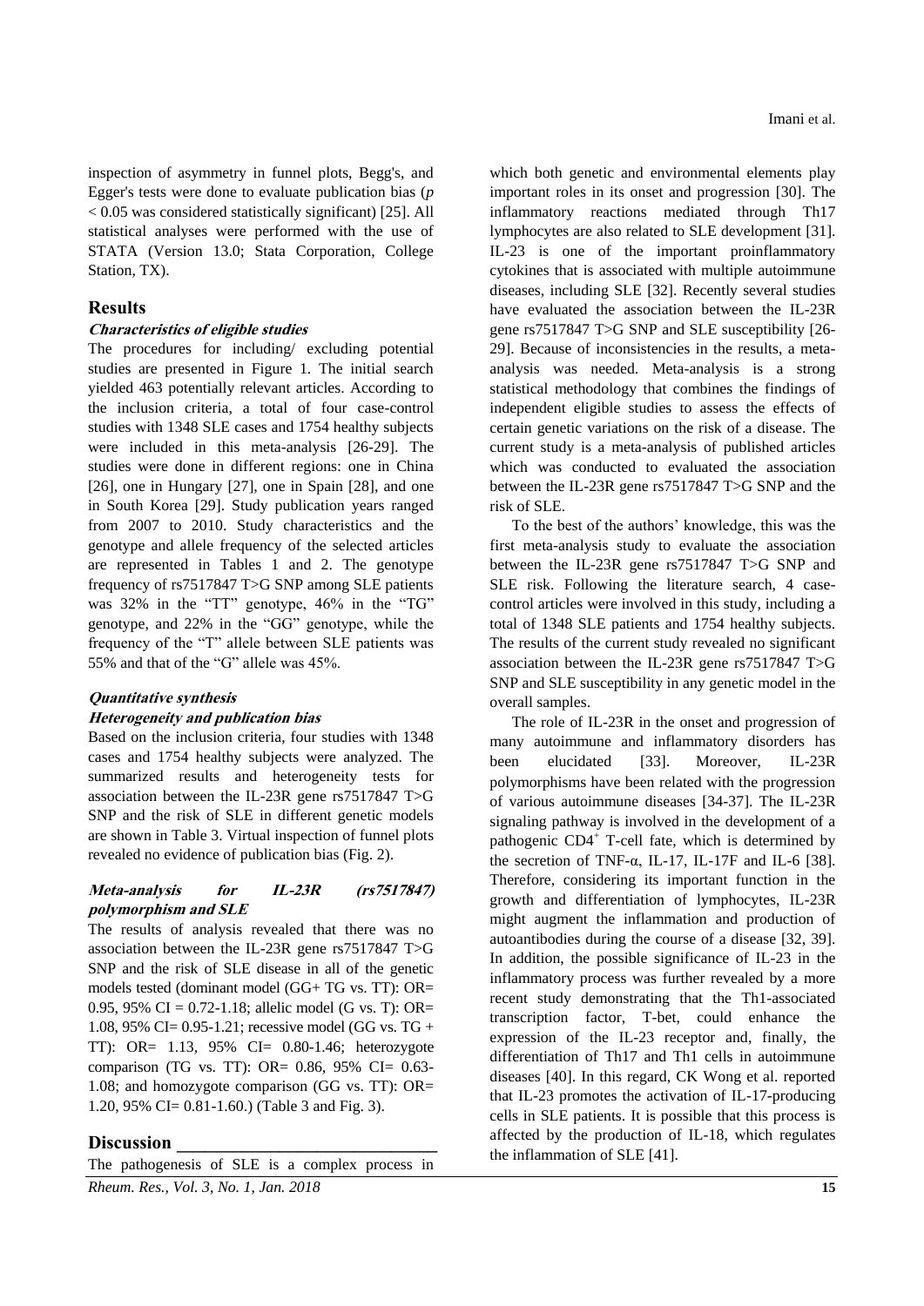inspection of asymmetry in funnel plots, Begg's, and Egger's tests were done to evaluate publication bias ($p < 0.05$ was considered statistically significant) [25]. All statistical analyses were performed with the use of STATA (Version 13.0; Stata Corporation, College Station, TX).

## Results

### *Characteristics of eligible studies*

The procedures for including/ excluding potential studies are presented in Figure 1. The initial search yielded 463 potentially relevant articles. According to the inclusion criteria, a total of four case-control studies with 1348 SLE cases and 1754 healthy subjects were included in this meta-analysis [26-29]. The studies were done in different regions: one in China [26], one in Hungary [27], one in Spain [28], and one in South Korea [29]. Study publication years ranged from 2007 to 2010. Study characteristics and the genotype and allele frequency of the selected articles are represented in Tables 1 and 2. The genotype frequency of rs7517847 T>G SNP among SLE patients was 32% in the "TT" genotype, 46% in the "TG" genotype, and 22% in the "GG" genotype, while the frequency of the "T" allele between SLE patients was 55% and that of the "G" allele was 45%.

### *Quantitative synthesis*

### *Heterogeneity and publication bias*

Based on the inclusion criteria, four studies with 1348 cases and 1754 healthy subjects were analyzed. The summarized results and heterogeneity tests for association between the IL-23R gene rs7517847 T>G SNP and the risk of SLE in different genetic models are shown in Table 3. Virtual inspection of funnel plots revealed no evidence of publication bias (Fig. 2).

### *Meta-analysis for IL-23R (rs7517847) polymorphism and SLE*

The results of analysis revealed that there was no association between the IL-23R gene rs7517847 T>G SNP and the risk of SLE disease in all of the genetic models tested (dominant model (GG+ TG vs. TT): OR= 0.95, 95% CI = 0.72-1.18; allelic model (G vs. T): OR= 1.08, 95% CI= 0.95-1.21; recessive model (GG vs. TG + TT): OR= 1.13, 95% CI= 0.80-1.46; heterozygote comparison (TG vs. TT): OR= 0.86, 95% CI= 0.63-1.08; and homozygote comparison (GG vs. TT): OR= 1.20, 95% CI= 0.81-1.60.) (Table 3 and Fig. 3).

## Discussion

The pathogenesis of SLE is a complex process in which both genetic and environmental elements play important roles in its onset and progression [30]. The inflammatory reactions mediated through Th17 lymphocytes are also related to SLE development [31]. IL-23 is one of the important proinflammatory cytokines that is associated with multiple autoimmune diseases, including SLE [32]. Recently several studies have evaluated the association between the IL-23R gene rs7517847 T>G SNP and SLE susceptibility [26-29]. Because of inconsistencies in the results, a meta-analysis was needed. Meta-analysis is a strong statistical methodology that combines the findings of independent eligible studies to assess the effects of certain genetic variations on the risk of a disease. The current study is a meta-analysis of published articles which was conducted to evaluated the association between the IL-23R gene rs7517847 T>G SNP and the risk of SLE.

To the best of the authors' knowledge, this was the first meta-analysis study to evaluate the association between the IL-23R gene rs7517847 T>G SNP and SLE risk. Following the literature search, 4 case-control articles were involved in this study, including a total of 1348 SLE patients and 1754 healthy subjects. The results of the current study revealed no significant association between the IL-23R gene rs7517847 T>G SNP and SLE susceptibility in any genetic model in the overall samples.

The role of IL-23R in the onset and progression of many autoimmune and inflammatory disorders has been elucidated [33]. Moreover, IL-23R polymorphisms have been related with the progression of various autoimmune diseases [34-37]. The IL-23R signaling pathway is involved in the development of a pathogenic $CD4^+$ T-cell fate, which is determined by the secretion of TNF-α, IL-17, IL-17F and IL-6 [38]. Therefore, considering its important function in the growth and differentiation of lymphocytes, IL-23R might augment the inflammation and production of autoantibodies during the course of a disease [32, 39]. In addition, the possible significance of IL-23 in the inflammatory process was further revealed by a more recent study demonstrating that the Th1-associated transcription factor, T-bet, could enhance the expression of the IL-23 receptor and, finally, the differentiation of Th17 and Th1 cells in autoimmune diseases [40]. In this regard, CK Wong et al. reported that IL-23 promotes the activation of IL-17-producing cells in SLE patients. It is possible that this process is affected by the production of IL-18, which regulates the inflammation of SLE [41].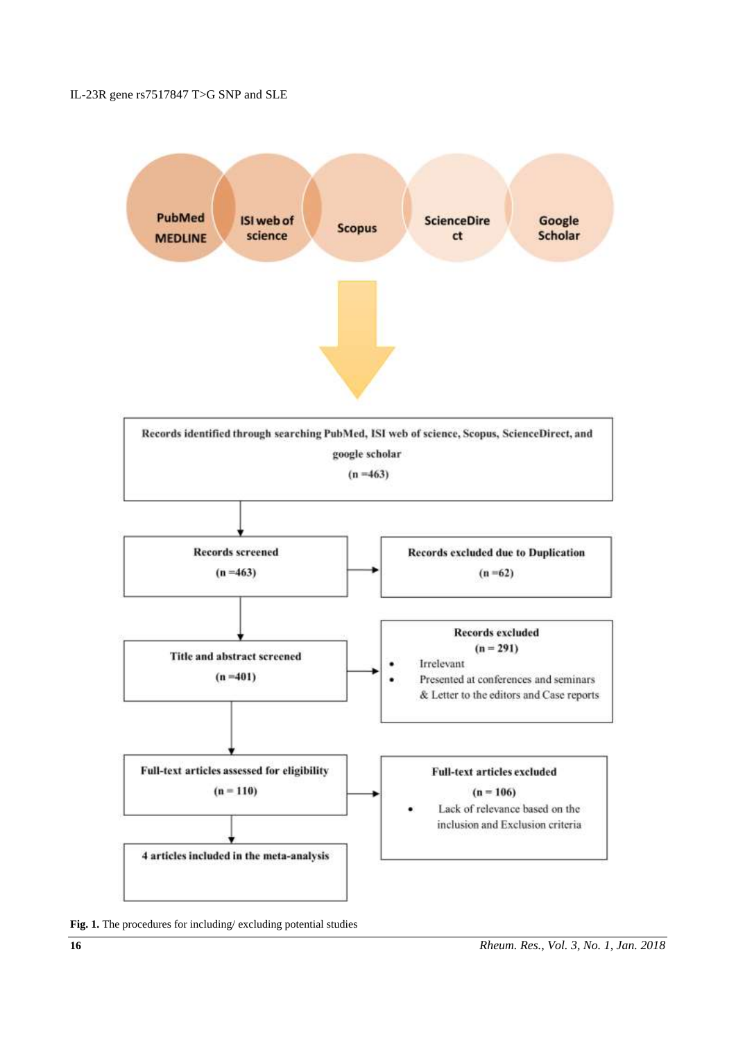PubMed MEDLINE | ISI web of science | Scopus | ScienceDirect | Google Scholar

**Records identified through searching PubMed, ISI web of science, Scopus, ScienceDirect, and google scholar**
**(n =463)**

**Records screened**
**(n =463)**

**Records excluded due to Duplication**
**(n =62)**

**Title and abstract screened**
**(n =401)**

**Records excluded**
**(n = 291)**

- Irrelevant
- Presented at conferences and seminars & Letter to the editors and Case reports

**Full-text articles assessed for eligibility**
**(n = 110)**

**Full-text articles excluded**
**(n = 106)**

- Lack of relevance based on the inclusion and Exclusion criteria

**4 articles included in the meta-analysis**

**Fig. 1.** The procedures for including/ excluding potential studies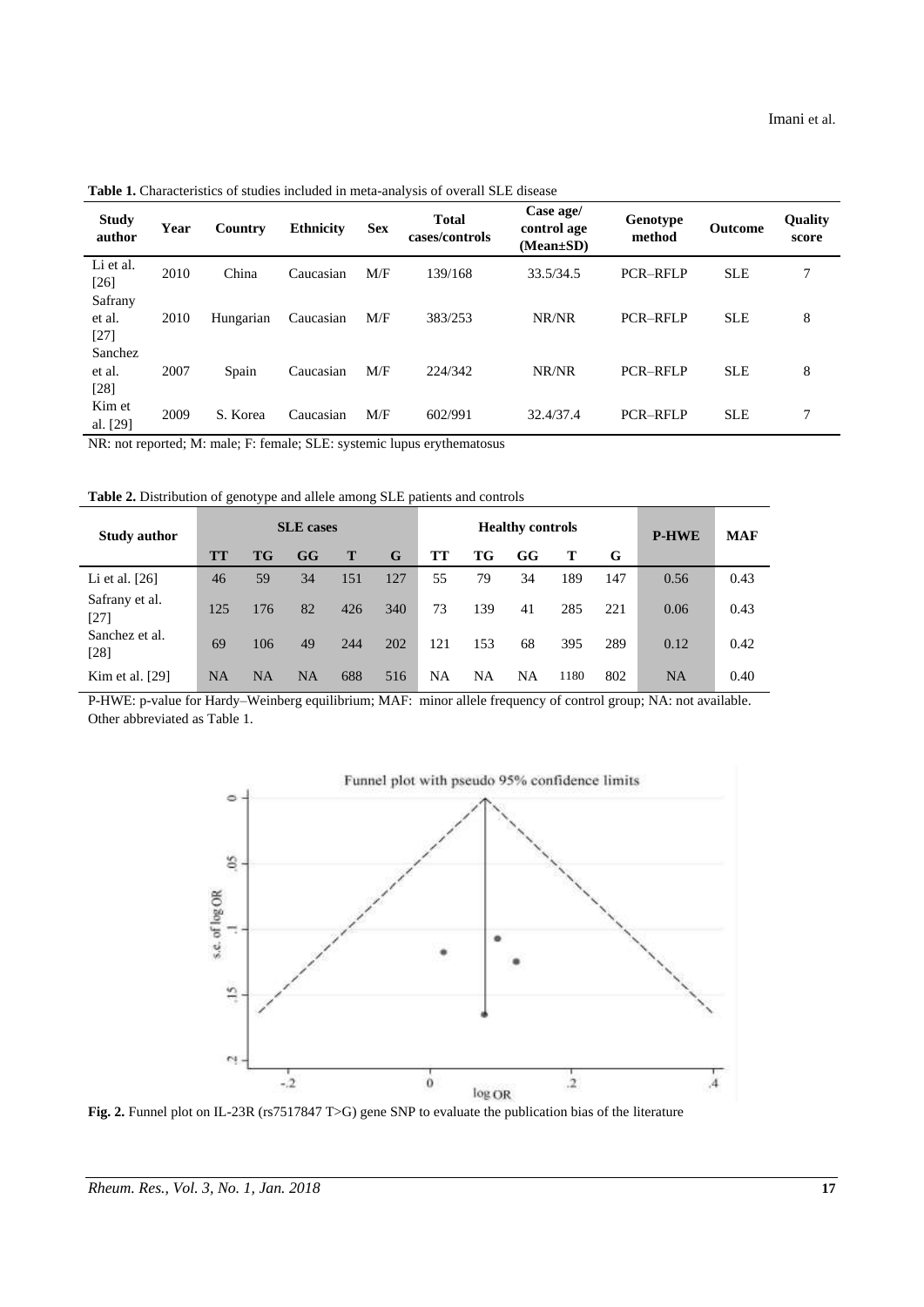**Table 1.** Characteristics of studies included in meta-analysis of overall SLE disease

| Study author | Year | Country | Ethnicity | Sex | Total cases/controls | Case age/ control age (Mean±SD) | Genotype method | Outcome | Quality score |
|---|---|---|---|---|---|---|---|---|---|
| Li et al. [26] | 2010 | China | Caucasian | M/F | 139/168 | 33.5/34.5 | PCR–RFLP | SLE | 7 |
| Safrany et al. [27] | 2010 | Hungarian | Caucasian | M/F | 383/253 | NR/NR | PCR–RFLP | SLE | 8 |
| Sanchez et al. [28] | 2007 | Spain | Caucasian | M/F | 224/342 | NR/NR | PCR–RFLP | SLE | 8 |
| Kim et al. [29] | 2009 | S. Korea | Caucasian | M/F | 602/991 | 32.4/37.4 | PCR–RFLP | SLE | 7 |

NR: not reported; M: male; F: female; SLE: systemic lupus erythematosus

**Table 2.** Distribution of genotype and allele among SLE patients and controls

| Study author | SLE cases | | | | | Healthy controls | | | | | P-HWE | MAF |
|---|---|---|---|---|---|---|---|---|---|---|---|---|
| | TT | TG | GG | T | G | TT | TG | GG | T | G | | |
| Li et al. [26] | 46 | 59 | 34 | 151 | 127 | 55 | 79 | 34 | 189 | 147 | 0.56 | 0.43 |
| Safrany et al. [27] | 125 | 176 | 82 | 426 | 340 | 73 | 139 | 41 | 285 | 221 | 0.06 | 0.43 |
| Sanchez et al. [28] | 69 | 106 | 49 | 244 | 202 | 121 | 153 | 68 | 395 | 289 | 0.12 | 0.42 |
| Kim et al. [29] | NA | NA | NA | 688 | 516 | NA | NA | NA | 1180 | 802 | NA | 0.40 |

P-HWE: p-value for Hardy–Weinberg equilibrium; MAF: minor allele frequency of control group; NA: not available. Other abbreviated as Table 1.

**Fig. 2.** Funnel plot on IL-23R (rs7517847 T>G) gene SNP to evaluate the publication bias of the literature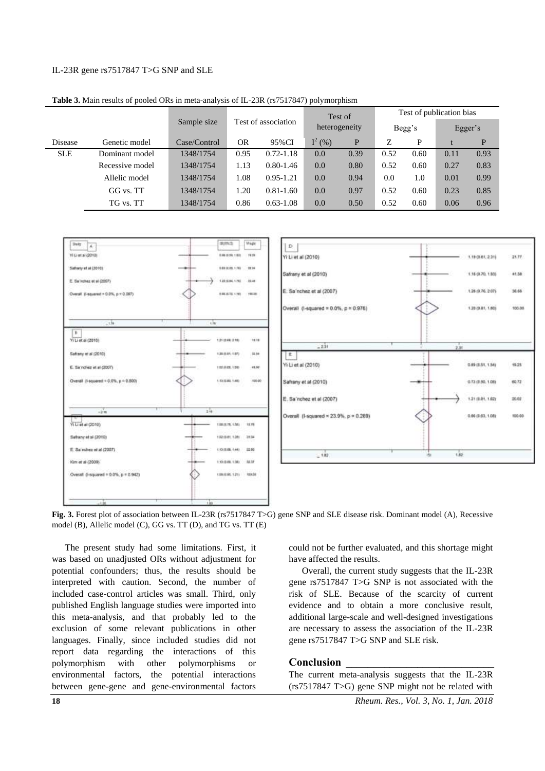**Table 3.** Main results of pooled ORs in meta-analysis of IL-23R (rs7517847) polymorphism

| | | Sample size | Test of association | | Test of heterogeneity | | Test of publication bias | | | |
|---|---|---|---|---|---|---|---|---|---|---|
| | | | | | | | Begg's | | Egger's | |
| Disease | Genetic model | Case/Control | OR | 95%CI | $I^2$ (%) | P | Z | P | t | P |
| SLE | Dominant model | 1348/1754 | 0.95 | 0.72-1.18 | 0.0 | 0.39 | 0.52 | 0.60 | 0.11 | 0.93 |
| | Recessive model | 1348/1754 | 1.13 | 0.80-1.46 | 0.0 | 0.80 | 0.52 | 0.60 | 0.27 | 0.83 |
| | Allelic model | 1348/1754 | 1.08 | 0.95-1.21 | 0.0 | 0.94 | 0.0 | 1.0 | 0.01 | 0.99 |
| | GG vs. TT | 1348/1754 | 1.20 | 0.81-1.60 | 0.0 | 0.97 | 0.52 | 0.60 | 0.23 | 0.85 |
| | TG vs. TT | 1348/1754 | 0.86 | 0.63-1.08 | 0.0 | 0.50 | 0.52 | 0.60 | 0.06 | 0.96 |

**Fig. 3.** Forest plot of association between IL-23R (rs7517847 T>G) gene SNP and SLE disease risk. Dominant model (A), Recessive model (B), Allelic model (C), GG vs. TT (D), and TG vs. TT (E)

The present study had some limitations. First, it was based on unadjusted ORs without adjustment for potential confounders; thus, the results should be interpreted with caution. Second, the number of included case-control articles was small. Third, only published English language studies were imported into this meta-analysis, and that probably led to the exclusion of some relevant publications in other languages. Finally, since included studies did not report data regarding the interactions of this polymorphism with other polymorphisms or environmental factors, the potential interactions between gene-gene and gene-environmental factors could not be further evaluated, and this shortage might have affected the results.

Overall, the current study suggests that the IL-23R gene rs7517847 T>G SNP is not associated with the risk of SLE. Because of the scarcity of current evidence and to obtain a more conclusive result, additional large-scale and well-designed investigations are necessary to assess the association of the IL-23R gene rs7517847 T>G SNP and SLE risk.

## Conclusion

The current meta-analysis suggests that the IL-23R (rs7517847 T>G) gene SNP might not be related with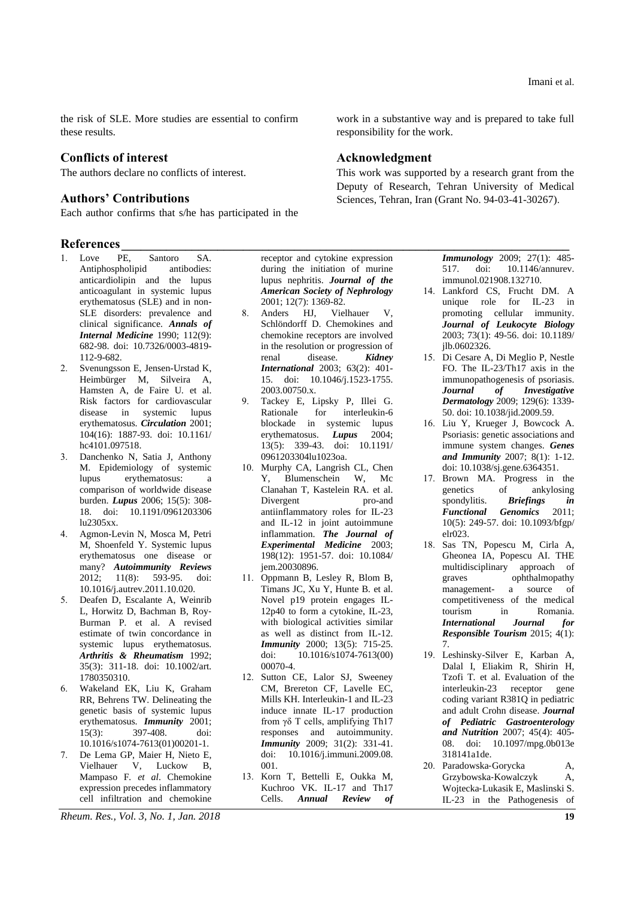the risk of SLE. More studies are essential to confirm these results.

## Conflicts of interest

The authors declare no conflicts of interest.

## Authors' Contributions

Each author confirms that s/he has participated in the work in a substantive way and is prepared to take full responsibility for the work.

## Acknowledgment

This work was supported by a research grant from the Deputy of Research, Tehran University of Medical Sciences, Tehran, Iran (Grant No. 94-03-41-30267).

## References

1. Love PE, Santoro SA. Antiphospholipid antibodies: anticardiolipin and the lupus anticoagulant in systemic lupus erythematosus (SLE) and in non-SLE disorders: prevalence and clinical significance. ***Annals of Internal Medicine*** 1990; 112(9): 682-98. doi: 10.7326/0003-4819-112-9-682.
2. Svenungsson E, Jensen-Urstad K, Heimbürger M, Silveira A, Hamsten A, de Faire U. et al. Risk factors for cardiovascular disease in systemic lupus erythematosus. ***Circulation*** 2001; 104(16): 1887-93. doi: 10.1161/hc4101.097518.
3. Danchenko N, Satia J, Anthony M. Epidemiology of systemic lupus erythematosus: a comparison of worldwide disease burden. ***Lupus*** 2006; 15(5): 308-18. doi: 10.1191/0961203306lu2305xx.
4. Agmon-Levin N, Mosca M, Petri M, Shoenfeld Y. Systemic lupus erythematosus one disease or many? ***Autoimmunity Reviews*** 2012; 11(8): 593-95. doi: 10.1016/j.autrev.2011.10.020.
5. Deafen D, Escalante A, Weinrib L, Horwitz D, Bachman B, Roy-Burman P. et al. A revised estimate of twin concordance in systemic lupus erythematosus. ***Arthritis & Rheumatism*** 1992; 35(3): 311-18. doi: 10.1002/art.1780350310.
6. Wakeland EK, Liu K, Graham RR, Behrens TW. Delineating the genetic basis of systemic lupus erythematosus. ***Immunity*** 2001; 15(3): 397-408. doi: 10.1016/s1074-7613(01)00201-1.
7. De Lema GP, Maier H, Nieto E, Vielhauer V, Luckow B, Mampaso F. *et al*. Chemokine expression precedes inflammatory cell infiltration and chemokine receptor and cytokine expression during the initiation of murine lupus nephritis. ***Journal of the American Society of Nephrology*** 2001; 12(7): 1369-82.
8. Anders HJ, Vielhauer V, Schlöndorff D. Chemokines and chemokine receptors are involved in the resolution or progression of renal disease. ***Kidney International*** 2003; 63(2): 401-15. doi: 10.1046/j.1523-1755.2003.00750.x.
9. Tackey E, Lipsky P, Illei G. Rationale for interleukin-6 blockade in systemic lupus erythematosus. ***Lupus*** 2004; 13(5): 339-43. doi: 10.1191/0961203304lu1023oa.
10. Murphy CA, Langrish CL, Chen Y, Blumenschein W, Mc Clanahan T, Kastelein RA. et al. Divergent pro-and antiinflammatory roles for IL-23 and IL-12 in joint autoimmune inflammation. ***The Journal of Experimental Medicine*** 2003; 198(12): 1951-57. doi: 10.1084/jem.20030896.
11. Oppmann B, Lesley R, Blom B, Timans JC, Xu Y, Hunte B. et al. Novel p19 protein engages IL-12p40 to form a cytokine, IL-23, with biological activities similar as well as distinct from IL-12. ***Immunity*** 2000; 13(5): 715-25. doi: 10.1016/s1074-7613(00)00070-4.
12. Sutton CE, Lalor SJ, Sweeney CM, Brereton CF, Lavelle EC, Mills KH. Interleukin-1 and IL-23 induce innate IL-17 production from γδ T cells, amplifying Th17 responses and autoimmunity. ***Immunity*** 2009; 31(2): 331-41. doi: 10.1016/j.immuni.2009.08.001.
13. Korn T, Bettelli E, Oukka M, Kuchroo VK. IL-17 and Th17 Cells. ***Annual Review of Immunology*** 2009; 27(1): 485-517. doi: 10.1146/annurev.immunol.021908.132710.
14. Lankford CS, Frucht DM. A unique role for IL-23 in promoting cellular immunity. ***Journal of Leukocyte Biology*** 2003; 73(1): 49-56. doi: 10.1189/jlb.0602326.
15. Di Cesare A, Di Meglio P, Nestle FO. The IL-23/Th17 axis in the immunopathogenesis of psoriasis. ***Journal of Investigative Dermatology*** 2009; 129(6): 1339-50. doi: 10.1038/jid.2009.59.
16. Liu Y, Krueger J, Bowcock A. Psoriasis: genetic associations and immune system changes. ***Genes and Immunity*** 2007; 8(1): 1-12. doi: 10.1038/sj.gene.6364351.
17. Brown MA. Progress in the genetics of ankylosing spondylitis. ***Briefings in Functional Genomics*** 2011; 10(5): 249-57. doi: 10.1093/bfgp/elr023.
18. Sas TN, Popescu M, Cirla A, Gheonea IA, Popescu AI. THE multidisciplinary approach of graves ophthalmopathy management- a source of competitiveness of the medical tourism in Romania. ***International Journal for Responsible Tourism*** 2015; 4(1): 7.
19. Leshinsky-Silver E, Karban A, Dalal I, Eliakim R, Shirin H, Tzofi T. et al. Evaluation of the interleukin-23 receptor gene coding variant R381Q in pediatric and adult Crohn disease. ***Journal of Pediatric Gastroenterology and Nutrition*** 2007; 45(4): 405-08. doi: 10.1097/mpg.0b013e318141a1de.
20. Paradowska-Gorycka A, Grzybowska-Kowalczyk A, Wojtecka-Lukasik E, Maslinski S. IL-23 in the Pathogenesis of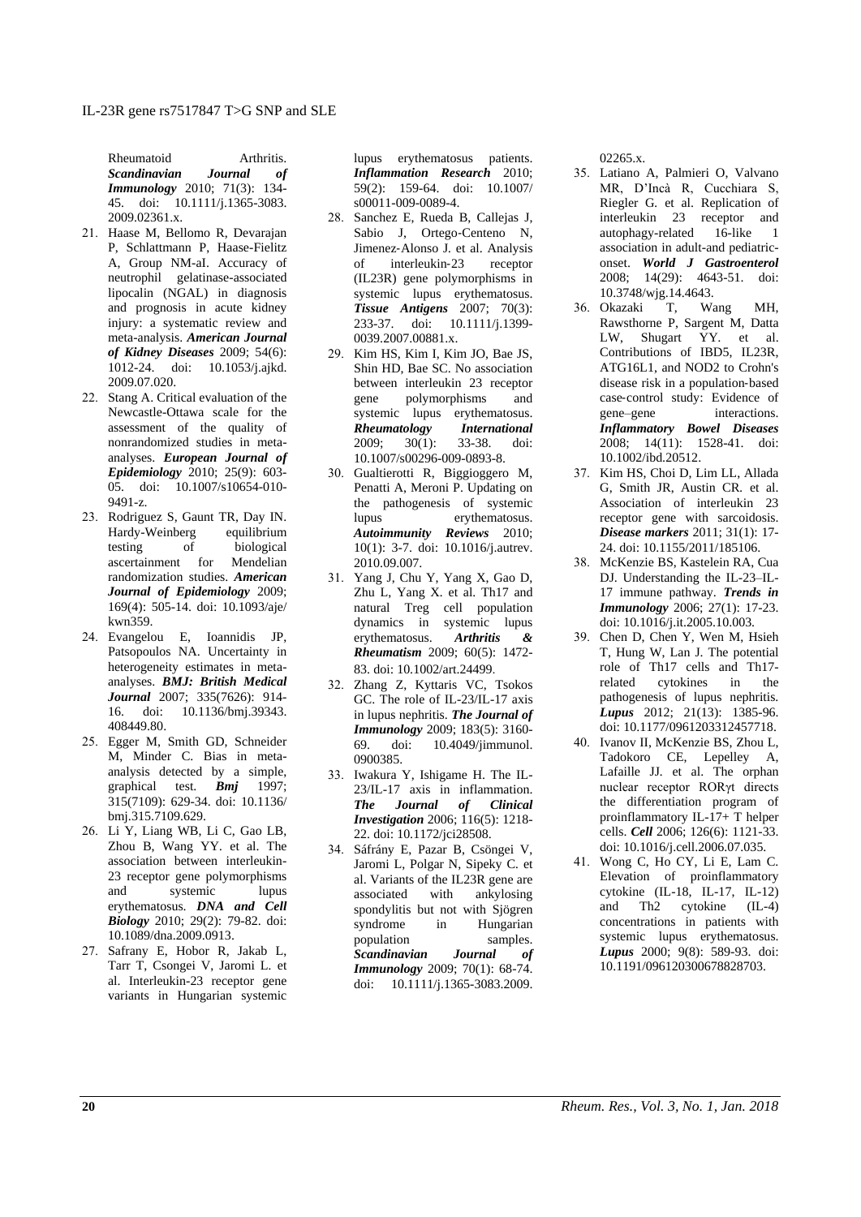Rheumatoid Arthritis. ***Scandinavian Journal of Immunology*** 2010; 71(3): 134-45. doi: 10.1111/j.1365-3083.2009.02361.x.

21. Haase M, Bellomo R, Devarajan P, Schlattmann P, Haase-Fielitz A, Group NM-aI. Accuracy of neutrophil gelatinase-associated lipocalin (NGAL) in diagnosis and prognosis in acute kidney injury: a systematic review and meta-analysis. ***American Journal of Kidney Diseases*** 2009; 54(6): 1012-24. doi: 10.1053/j.ajkd.2009.07.020.
22. Stang A. Critical evaluation of the Newcastle-Ottawa scale for the assessment of the quality of nonrandomized studies in meta-analyses. ***European Journal of Epidemiology*** 2010; 25(9): 603-05. doi: 10.1007/s10654-010-9491-z.
23. Rodriguez S, Gaunt TR, Day IN. Hardy-Weinberg equilibrium testing of biological ascertainment for Mendelian randomization studies. ***American Journal of Epidemiology*** 2009; 169(4): 505-14. doi: 10.1093/aje/kwn359.
24. Evangelou E, Ioannidis JP, Patsopoulos NA. Uncertainty in heterogeneity estimates in meta-analyses. ***BMJ: British Medical Journal*** 2007; 335(7626): 914-16. doi: 10.1136/bmj.39343.408449.80.
25. Egger M, Smith GD, Schneider M, Minder C. Bias in meta-analysis detected by a simple, graphical test. ***Bmj*** 1997; 315(7109): 629-34. doi: 10.1136/bmj.315.7109.629.
26. Li Y, Liang WB, Li C, Gao LB, Zhou B, Wang YY. et al. The association between interleukin-23 receptor gene polymorphisms and systemic lupus erythematosus. ***DNA and Cell Biology*** 2010; 29(2): 79-82. doi: 10.1089/dna.2009.0913.
27. Safrany E, Hobor R, Jakab L, Tarr T, Csongei V, Jaromi L. et al. Interleukin-23 receptor gene variants in Hungarian systemic lupus erythematosus patients. ***Inflammation Research*** 2010; 59(2): 159-64. doi: 10.1007/s00011-009-0089-4.
28. Sanchez E, Rueda B, Callejas J, Sabio J, Ortego-Centeno N, Jimenez-Alonso J. et al. Analysis of interleukin-23 receptor (IL23R) gene polymorphisms in systemic lupus erythematosus. ***Tissue Antigens*** 2007; 70(3): 233-37. doi: 10.1111/j.1399-0039.2007.00881.x.
29. Kim HS, Kim I, Kim JO, Bae JS, Shin HD, Bae SC. No association between interleukin 23 receptor gene polymorphisms and systemic lupus erythematosus. ***Rheumatology International*** 2009; 30(1): 33-38. doi: 10.1007/s00296-009-0893-8.
30. Gualtierotti R, Biggioggero M, Penatti A, Meroni P. Updating on the pathogenesis of systemic lupus erythematosus. ***Autoimmunity Reviews*** 2010; 10(1): 3-7. doi: 10.1016/j.autrev.2010.09.007.
31. Yang J, Chu Y, Yang X, Gao D, Zhu L, Yang X. et al. Th17 and natural Treg cell population dynamics in systemic lupus erythematosus. ***Arthritis & Rheumatism*** 2009; 60(5): 1472-83. doi: 10.1002/art.24499.
32. Zhang Z, Kyttaris VC, Tsokos GC. The role of IL-23/IL-17 axis in lupus nephritis. ***The Journal of Immunology*** 2009; 183(5): 3160-69. doi: 10.4049/jimmunol.0900385.
33. Iwakura Y, Ishigame H. The IL-23/IL-17 axis in inflammation. ***The Journal of Clinical Investigation*** 2006; 116(5): 1218-22. doi: 10.1172/jci28508.
34. Sáfrány E, Pazar B, Csöngei V, Jaromi L, Polgar N, Sipeky C. et al. Variants of the IL23R gene are associated with ankylosing spondylitis but not with Sjögren syndrome in Hungarian population samples. ***Scandinavian Journal of Immunology*** 2009; 70(1): 68-74. doi: 10.1111/j.1365-3083.2009.02265.x.
35. Latiano A, Palmieri O, Valvano MR, D'Incà R, Cucchiara S, Riegler G. et al. Replication of interleukin 23 receptor and autophagy-related 16-like 1 association in adult-and pediatric-onset. ***World J Gastroenterol*** 2008; 14(29): 4643-51. doi: 10.3748/wjg.14.4643.
36. Okazaki T, Wang MH, Rawsthorne P, Sargent M, Datta LW, Shugart YY. et al. Contributions of IBD5, IL23R, ATG16L1, and NOD2 to Crohn's disease risk in a population-based case-control study: Evidence of gene–gene interactions. ***Inflammatory Bowel Diseases*** 2008; 14(11): 1528-41. doi: 10.1002/ibd.20512.
37. Kim HS, Choi D, Lim LL, Allada G, Smith JR, Austin CR. et al. Association of interleukin 23 receptor gene with sarcoidosis. ***Disease markers*** 2011; 31(1): 17-24. doi: 10.1155/2011/185106.
38. McKenzie BS, Kastelein RA, Cua DJ. Understanding the IL-23–IL-17 immune pathway. ***Trends in Immunology*** 2006; 27(1): 17-23. doi: 10.1016/j.it.2005.10.003.
39. Chen D, Chen Y, Wen M, Hsieh T, Hung W, Lan J. The potential role of Th17 cells and Th17-related cytokines in the pathogenesis of lupus nephritis. ***Lupus*** 2012; 21(13): 1385-96. doi: 10.1177/0961203312457718.
40. Ivanov II, McKenzie BS, Zhou L, Tadokoro CE, Lepelley A, Lafaille JJ. et al. The orphan nuclear receptor RORγt directs the differentiation program of proinflammatory IL-17+ T helper cells. ***Cell*** 2006; 126(6): 1121-33. doi: 10.1016/j.cell.2006.07.035.
41. Wong C, Ho CY, Li E, Lam C. Elevation of proinflammatory cytokine (IL-18, IL-17, IL-12) and Th2 cytokine (IL-4) concentrations in patients with systemic lupus erythematosus. ***Lupus*** 2000; 9(8): 589-93. doi: 10.1191/096120300678828703.